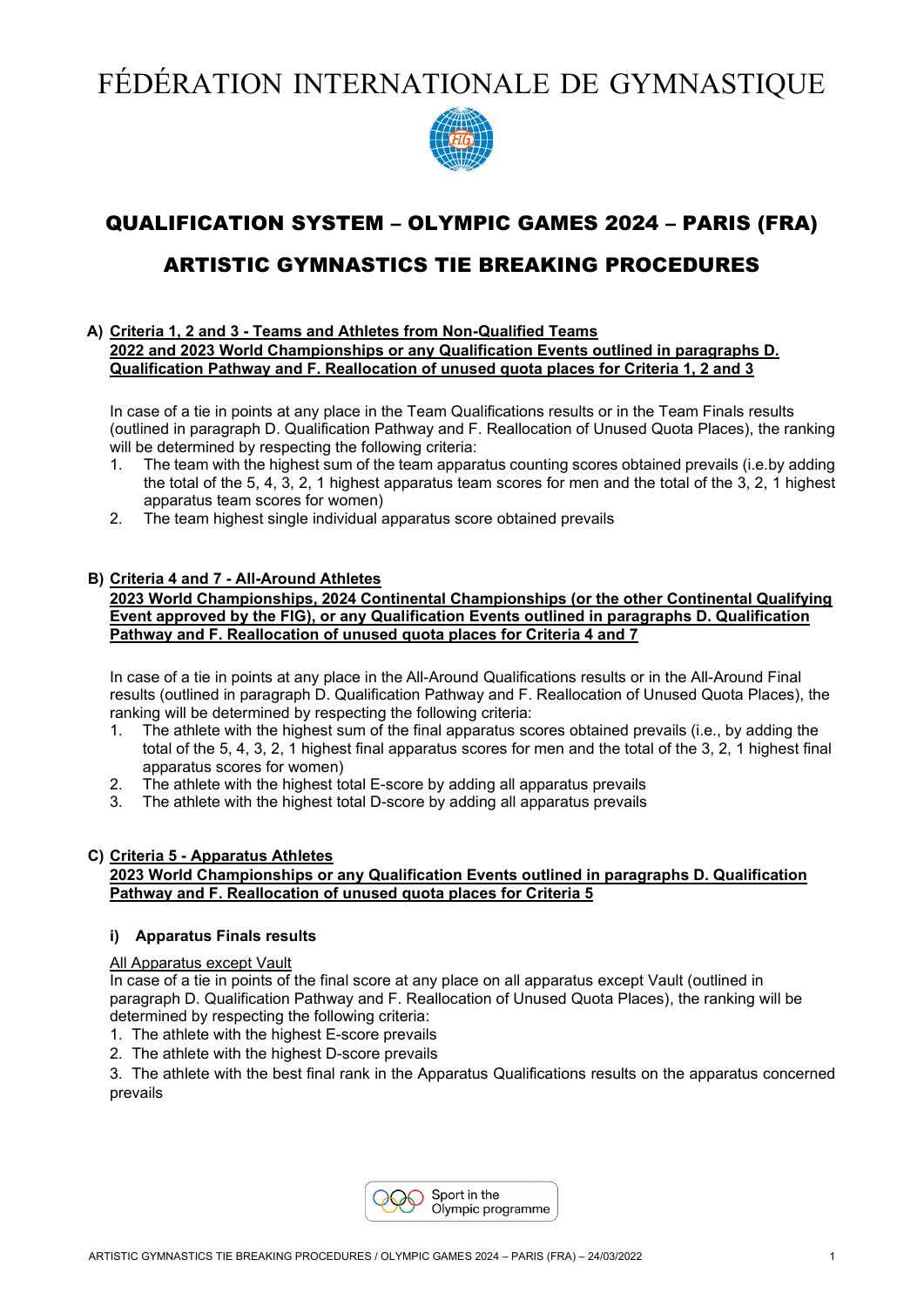# FÉDÉRATION INTERNATIONALE DE GYMNASTIQUE

## QUALIFICATION SYSTEM – OLYMPIC GAMES 2024 – PARIS (FRA)

## ARTISTIC GYMNASTICS TIE BREAKING PROCEDURES

### A) Criteria 1, 2 and 3 - Teams and Athletes from Non-Qualified Teams
**2022 and 2023 World Championships or any Qualification Events outlined in paragraphs D. Qualification Pathway and F. Reallocation of unused quota places for Criteria 1, 2 and 3**

In case of a tie in points at any place in the Team Qualifications results or in the Team Finals results (outlined in paragraph D. Qualification Pathway and F. Reallocation of Unused Quota Places), the ranking will be determined by respecting the following criteria:

1. The team with the highest sum of the team apparatus counting scores obtained prevails (i.e.by adding the total of the 5, 4, 3, 2, 1 highest apparatus team scores for men and the total of the 3, 2, 1 highest apparatus team scores for women)
2. The team highest single individual apparatus score obtained prevails

### B) Criteria 4 and 7 - All-Around Athletes
**2023 World Championships, 2024 Continental Championships (or the other Continental Qualifying Event approved by the FIG), or any Qualification Events outlined in paragraphs D. Qualification Pathway and F. Reallocation of unused quota places for Criteria 4 and 7**

In case of a tie in points at any place in the All-Around Qualifications results or in the All-Around Final results (outlined in paragraph D. Qualification Pathway and F. Reallocation of Unused Quota Places), the ranking will be determined by respecting the following criteria:

1. The athlete with the highest sum of the final apparatus scores obtained prevails (i.e., by adding the total of the 5, 4, 3, 2, 1 highest final apparatus scores for men and the total of the 3, 2, 1 highest final apparatus scores for women)
2. The athlete with the highest total E-score by adding all apparatus prevails
3. The athlete with the highest total D-score by adding all apparatus prevails

### C) Criteria 5 - Apparatus Athletes
**2023 World Championships or any Qualification Events outlined in paragraphs D. Qualification Pathway and F. Reallocation of unused quota places for Criteria 5**

#### i) Apparatus Finals results

All Apparatus except Vault

In case of a tie in points of the final score at any place on all apparatus except Vault (outlined in paragraph D. Qualification Pathway and F. Reallocation of Unused Quota Places), the ranking will be determined by respecting the following criteria:

1. The athlete with the highest E-score prevails
2. The athlete with the highest D-score prevails
3. The athlete with the best final rank in the Apparatus Qualifications results on the apparatus concerned prevails

Sport in the Olympic programme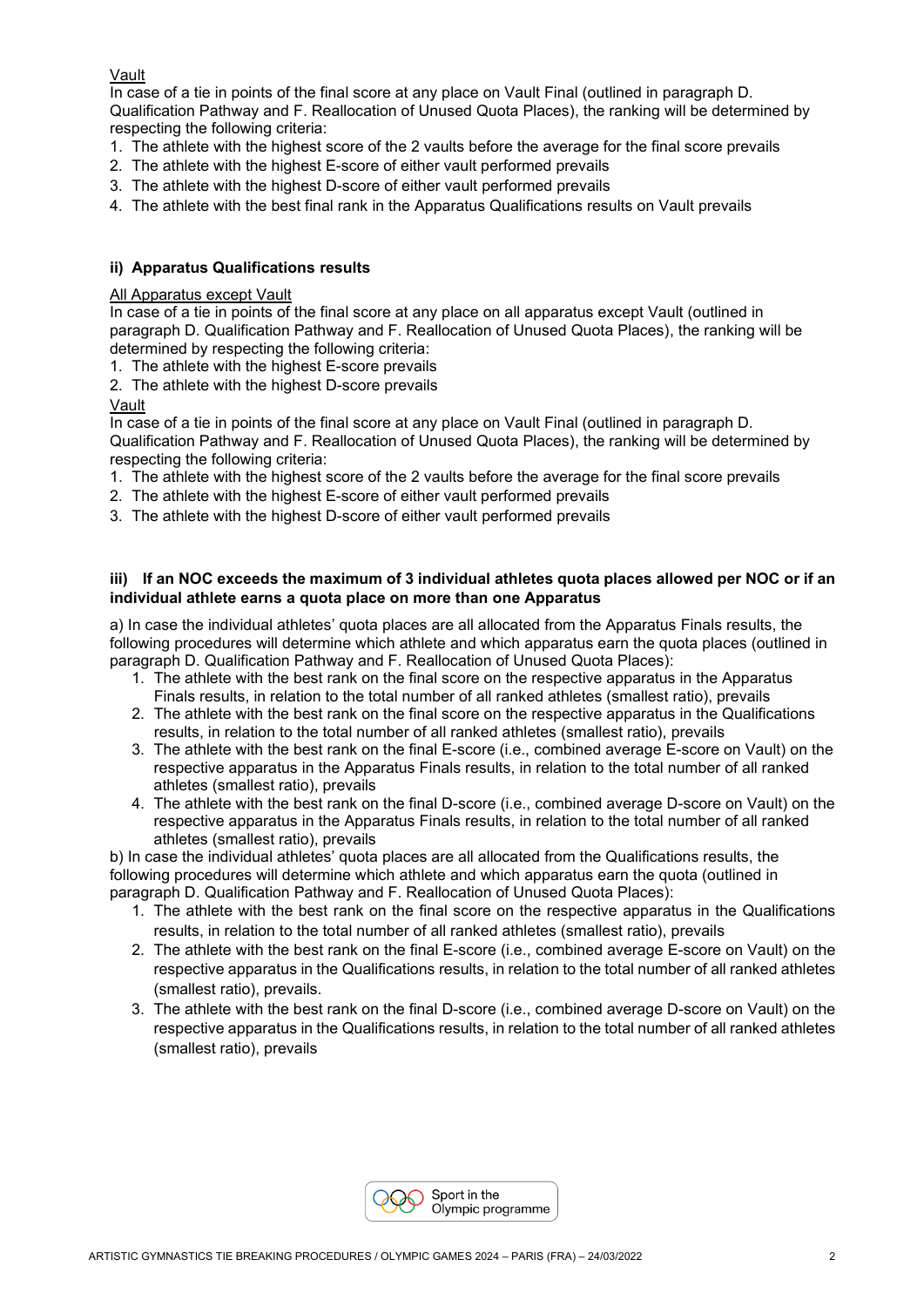Vault

In case of a tie in points of the final score at any place on Vault Final (outlined in paragraph D. Qualification Pathway and F. Reallocation of Unused Quota Places), the ranking will be determined by respecting the following criteria:

1. The athlete with the highest score of the 2 vaults before the average for the final score prevails
2. The athlete with the highest E-score of either vault performed prevails
3. The athlete with the highest D-score of either vault performed prevails
4. The athlete with the best final rank in the Apparatus Qualifications results on Vault prevails

**ii) Apparatus Qualifications results**

All Apparatus except Vault

In case of a tie in points of the final score at any place on all apparatus except Vault (outlined in paragraph D. Qualification Pathway and F. Reallocation of Unused Quota Places), the ranking will be determined by respecting the following criteria:

1. The athlete with the highest E-score prevails
2. The athlete with the highest D-score prevails

Vault

In case of a tie in points of the final score at any place on Vault Final (outlined in paragraph D. Qualification Pathway and F. Reallocation of Unused Quota Places), the ranking will be determined by respecting the following criteria:

1. The athlete with the highest score of the 2 vaults before the average for the final score prevails
2. The athlete with the highest E-score of either vault performed prevails
3. The athlete with the highest D-score of either vault performed prevails

**iii) If an NOC exceeds the maximum of 3 individual athletes quota places allowed per NOC or if an individual athlete earns a quota place on more than one Apparatus**

a) In case the individual athletes' quota places are all allocated from the Apparatus Finals results, the following procedures will determine which athlete and which apparatus earn the quota places (outlined in paragraph D. Qualification Pathway and F. Reallocation of Unused Quota Places):

1. The athlete with the best rank on the final score on the respective apparatus in the Apparatus Finals results, in relation to the total number of all ranked athletes (smallest ratio), prevails
2. The athlete with the best rank on the final score on the respective apparatus in the Qualifications results, in relation to the total number of all ranked athletes (smallest ratio), prevails
3. The athlete with the best rank on the final E-score (i.e., combined average E-score on Vault) on the respective apparatus in the Apparatus Finals results, in relation to the total number of all ranked athletes (smallest ratio), prevails
4. The athlete with the best rank on the final D-score (i.e., combined average D-score on Vault) on the respective apparatus in the Apparatus Finals results, in relation to the total number of all ranked athletes (smallest ratio), prevails

b) In case the individual athletes' quota places are all allocated from the Qualifications results, the following procedures will determine which athlete and which apparatus earn the quota (outlined in paragraph D. Qualification Pathway and F. Reallocation of Unused Quota Places):

1. The athlete with the best rank on the final score on the respective apparatus in the Qualifications results, in relation to the total number of all ranked athletes (smallest ratio), prevails
2. The athlete with the best rank on the final E-score (i.e., combined average E-score on Vault) on the respective apparatus in the Qualifications results, in relation to the total number of all ranked athletes (smallest ratio), prevails.
3. The athlete with the best rank on the final D-score (i.e., combined average D-score on Vault) on the respective apparatus in the Qualifications results, in relation to the total number of all ranked athletes (smallest ratio), prevails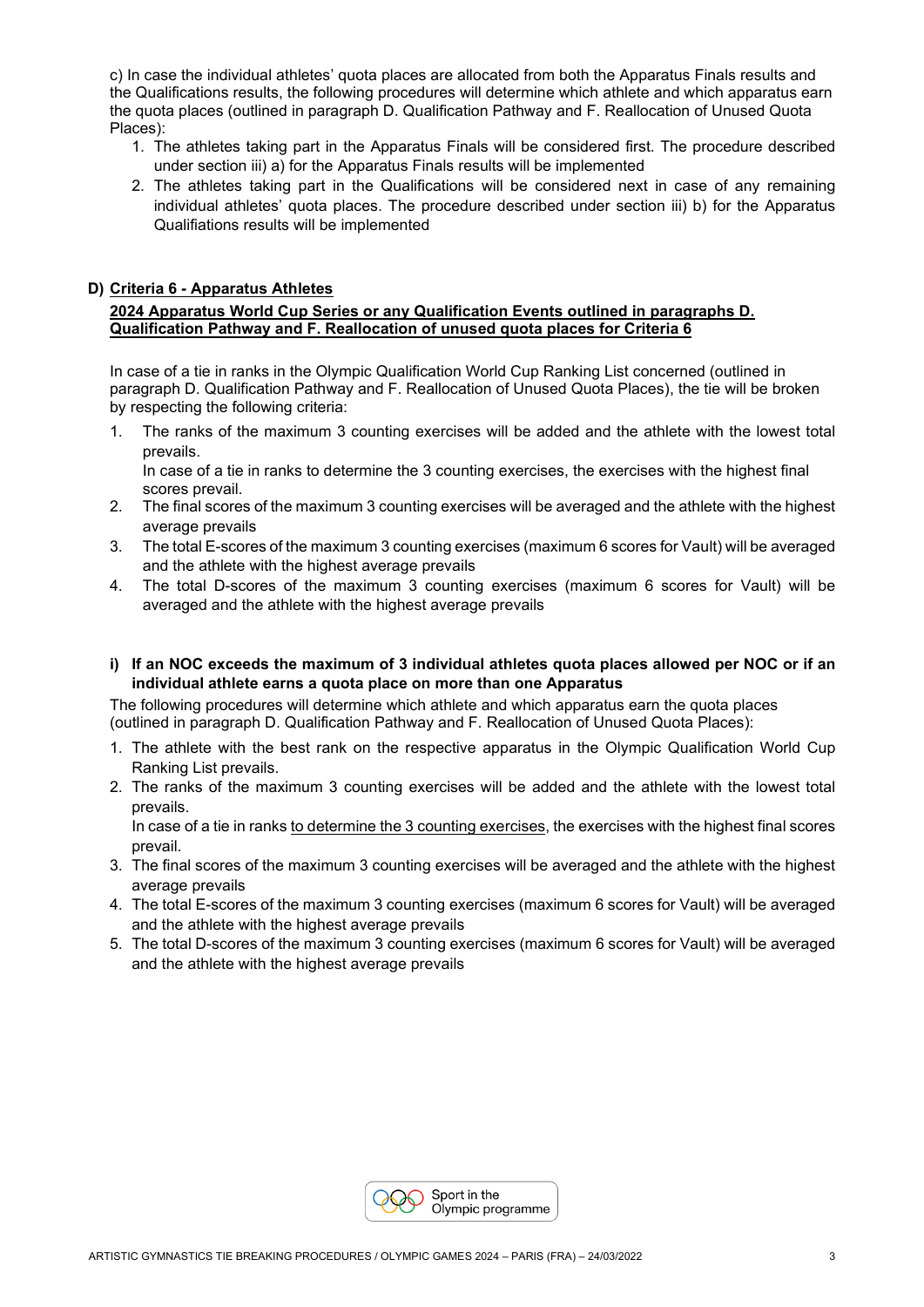c) In case the individual athletes' quota places are allocated from both the Apparatus Finals results and the Qualifications results, the following procedures will determine which athlete and which apparatus earn the quota places (outlined in paragraph D. Qualification Pathway and F. Reallocation of Unused Quota Places):

1. The athletes taking part in the Apparatus Finals will be considered first. The procedure described under section iii) a) for the Apparatus Finals results will be implemented
2. The athletes taking part in the Qualifications will be considered next in case of any remaining individual athletes' quota places. The procedure described under section iii) b) for the Apparatus Qualifiations results will be implemented

**D) Criteria 6 - Apparatus Athletes**

**2024 Apparatus World Cup Series or any Qualification Events outlined in paragraphs D. Qualification Pathway and F. Reallocation of unused quota places for Criteria 6**

In case of a tie in ranks in the Olympic Qualification World Cup Ranking List concerned (outlined in paragraph D. Qualification Pathway and F. Reallocation of Unused Quota Places), the tie will be broken by respecting the following criteria:

1. The ranks of the maximum 3 counting exercises will be added and the athlete with the lowest total prevails.
   In case of a tie in ranks to determine the 3 counting exercises, the exercises with the highest final scores prevail.
2. The final scores of the maximum 3 counting exercises will be averaged and the athlete with the highest average prevails
3. The total E-scores of the maximum 3 counting exercises (maximum 6 scores for Vault) will be averaged and the athlete with the highest average prevails
4. The total D-scores of the maximum 3 counting exercises (maximum 6 scores for Vault) will be averaged and the athlete with the highest average prevails

**i) If an NOC exceeds the maximum of 3 individual athletes quota places allowed per NOC or if an individual athlete earns a quota place on more than one Apparatus**

The following procedures will determine which athlete and which apparatus earn the quota places (outlined in paragraph D. Qualification Pathway and F. Reallocation of Unused Quota Places):

1. The athlete with the best rank on the respective apparatus in the Olympic Qualification World Cup Ranking List prevails.
2. The ranks of the maximum 3 counting exercises will be added and the athlete with the lowest total prevails.
   In case of a tie in ranks to determine the 3 counting exercises, the exercises with the highest final scores prevail.
3. The final scores of the maximum 3 counting exercises will be averaged and the athlete with the highest average prevails
4. The total E-scores of the maximum 3 counting exercises (maximum 6 scores for Vault) will be averaged and the athlete with the highest average prevails
5. The total D-scores of the maximum 3 counting exercises (maximum 6 scores for Vault) will be averaged and the athlete with the highest average prevails